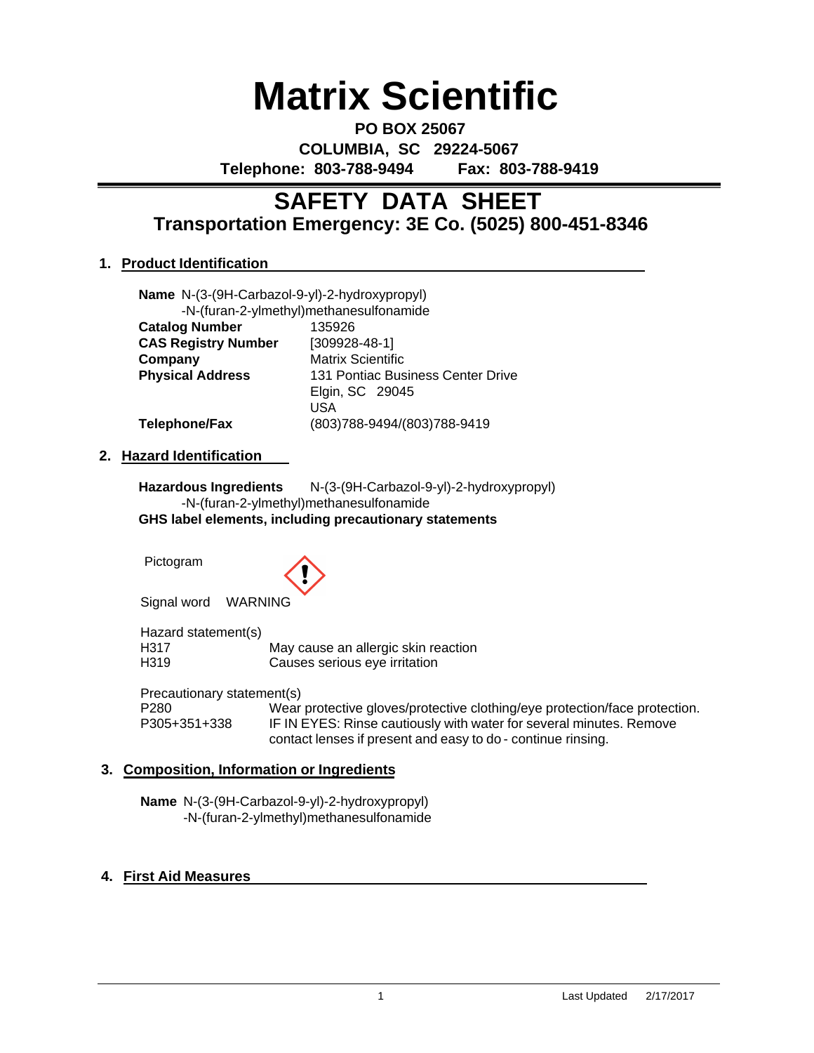# Matrix Scientific

**PO BOX 25067**
**COLUMBIA, SC 29224-5067**
**Telephone: 803-788-9494 Fax: 803-788-9419**

## SAFETY DATA SHEET

### Transportation Emergency: 3E Co. (5025) 800-451-8346

### 1. Product Identification

**Name** N-(3-(9H-Carbazol-9-yl)-2-hydroxypropyl)-N-(furan-2-ylmethyl)methanesulfonamide

| | |
|---|---|
| **Catalog Number** | 135926 |
| **CAS Registry Number** | [309928-48-1] |
| **Company** | Matrix Scientific |
| **Physical Address** | 131 Pontiac Business Center Drive<br>Elgin, SC 29045<br>USA |
| **Telephone/Fax** | (803)788-9494/(803)788-9419 |

### 2. Hazard Identification

**Hazardous Ingredients** N-(3-(9H-Carbazol-9-yl)-2-hydroxypropyl)-N-(furan-2-ylmethyl)methanesulfonamide

**GHS label elements, including precautionary statements**

Pictogram

Signal word WARNING

Hazard statement(s)

| | |
|---|---|
| H317 | May cause an allergic skin reaction |
| H319 | Causes serious eye irritation |

Precautionary statement(s)

| | |
|---|---|
| P280 | Wear protective gloves/protective clothing/eye protection/face protection. |
| P305+351+338 | IF IN EYES: Rinse cautiously with water for several minutes. Remove contact lenses if present and easy to do - continue rinsing. |

### 3. Composition, Information or Ingredients

**Name** N-(3-(9H-Carbazol-9-yl)-2-hydroxypropyl)-N-(furan-2-ylmethyl)methanesulfonamide

### 4. First Aid Measures

Last Updated 2/17/2017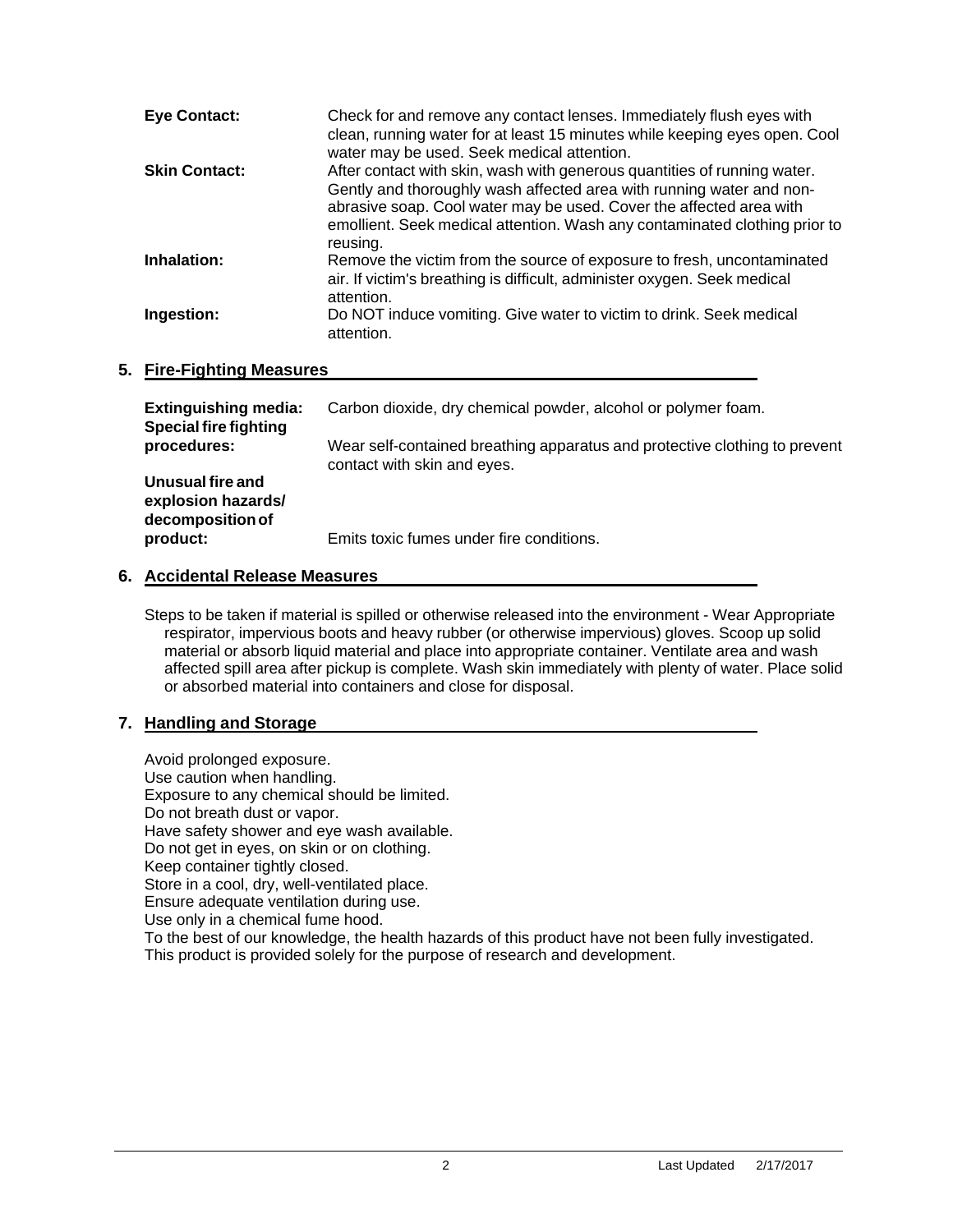| | |
|---|---|
| **Eye Contact:** | Check for and remove any contact lenses. Immediately flush eyes with clean, running water for at least 15 minutes while keeping eyes open. Cool water may be used. Seek medical attention. |
| **Skin Contact:** | After contact with skin, wash with generous quantities of running water. Gently and thoroughly wash affected area with running water and non-abrasive soap. Cool water may be used. Cover the affected area with emollient. Seek medical attention. Wash any contaminated clothing prior to reusing. |
| **Inhalation:** | Remove the victim from the source of exposure to fresh, uncontaminated air. If victim's breathing is difficult, administer oxygen. Seek medical attention. |
| **Ingestion:** | Do NOT induce vomiting. Give water to victim to drink. Seek medical attention. |

## 5. Fire-Fighting Measures

| | |
|---|---|
| **Extinguishing media:** | Carbon dioxide, dry chemical powder, alcohol or polymer foam. |
| **Special fire fighting procedures:** | Wear self-contained breathing apparatus and protective clothing to prevent contact with skin and eyes. |
| **Unusual fire and explosion hazards/ decomposition of product:** | Emits toxic fumes under fire conditions. |

## 6. Accidental Release Measures

Steps to be taken if material is spilled or otherwise released into the environment - Wear Appropriate respirator, impervious boots and heavy rubber (or otherwise impervious) gloves. Scoop up solid material or absorb liquid material and place into appropriate container. Ventilate area and wash affected spill area after pickup is complete. Wash skin immediately with plenty of water. Place solid or absorbed material into containers and close for disposal.

## 7. Handling and Storage

Avoid prolonged exposure.
Use caution when handling.
Exposure to any chemical should be limited.
Do not breath dust or vapor.
Have safety shower and eye wash available.
Do not get in eyes, on skin or on clothing.
Keep container tightly closed.
Store in a cool, dry, well-ventilated place.
Ensure adequate ventilation during use.
Use only in a chemical fume hood.
To the best of our knowledge, the health hazards of this product have not been fully investigated.
This product is provided solely for the purpose of research and development.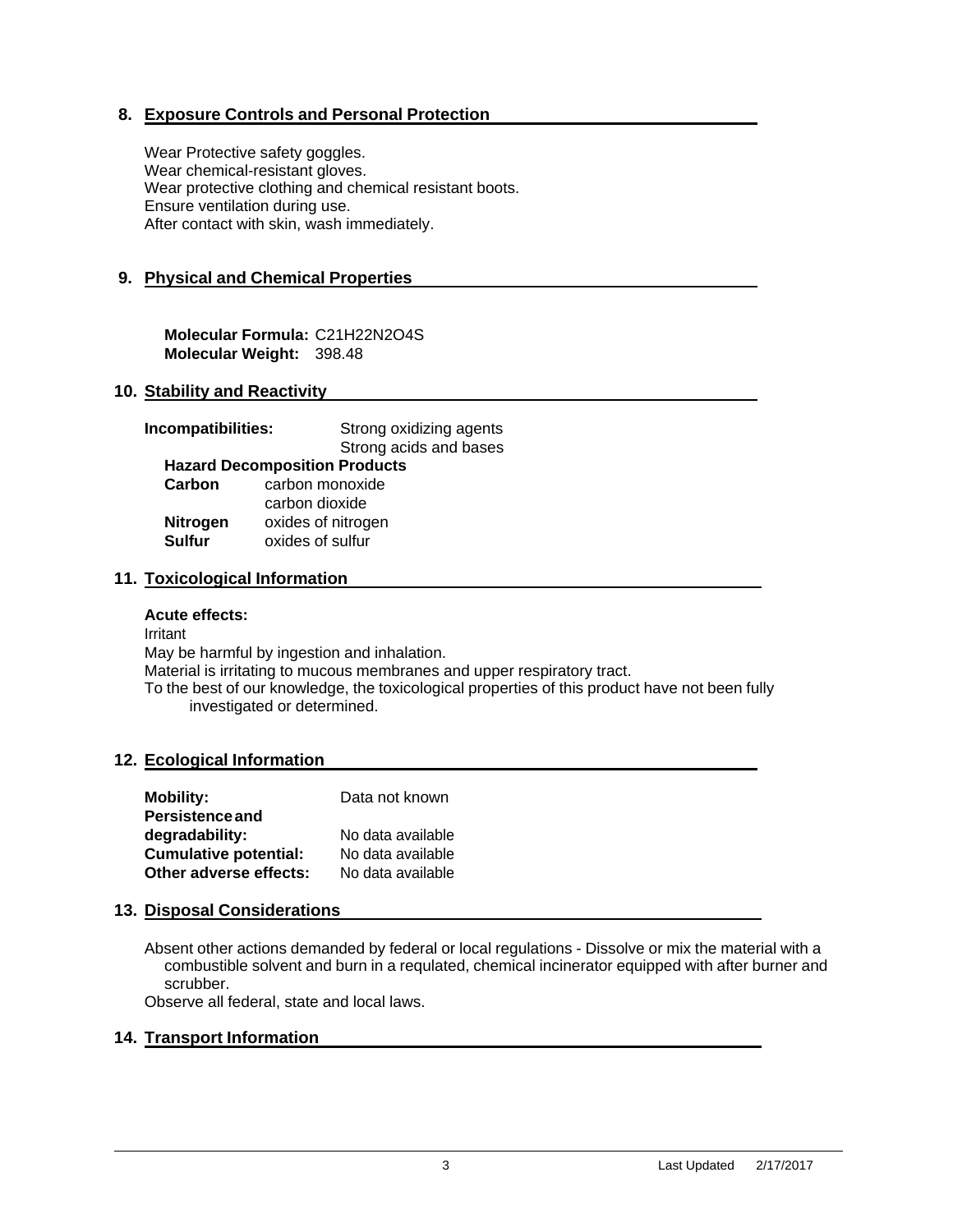## 8. Exposure Controls and Personal Protection

Wear Protective safety goggles.
Wear chemical-resistant gloves.
Wear protective clothing and chemical resistant boots.
Ensure ventilation during use.
After contact with skin, wash immediately.

## 9. Physical and Chemical Properties

**Molecular Formula:** $C_{21}H_{22}N_2O_4S$
**Molecular Weight:** 398.48

## 10. Stability and Reactivity

**Incompatibilities:** Strong oxidizing agents
Strong acids and bases

**Hazard Decomposition Products**

| | |
|---|---|
| **Carbon** | carbon monoxide |
| | carbon dioxide |
| **Nitrogen** | oxides of nitrogen |
| **Sulfur** | oxides of sulfur |

## 11. Toxicological Information

**Acute effects:**

Irritant
May be harmful by ingestion and inhalation.
Material is irritating to mucous membranes and upper respiratory tract.
To the best of our knowledge, the toxicological properties of this product have not been fully investigated or determined.

## 12. Ecological Information

| | |
|---|---|
| **Mobility:** | Data not known |
| **Persistence and degradability:** | No data available |
| **Cumulative potential:** | No data available |
| **Other adverse effects:** | No data available |

## 13. Disposal Considerations

Absent other actions demanded by federal or local regulations - Dissolve or mix the material with a combustible solvent and burn in a requlated, chemical incinerator equipped with after burner and scrubber.
Observe all federal, state and local laws.

## 14. Transport Information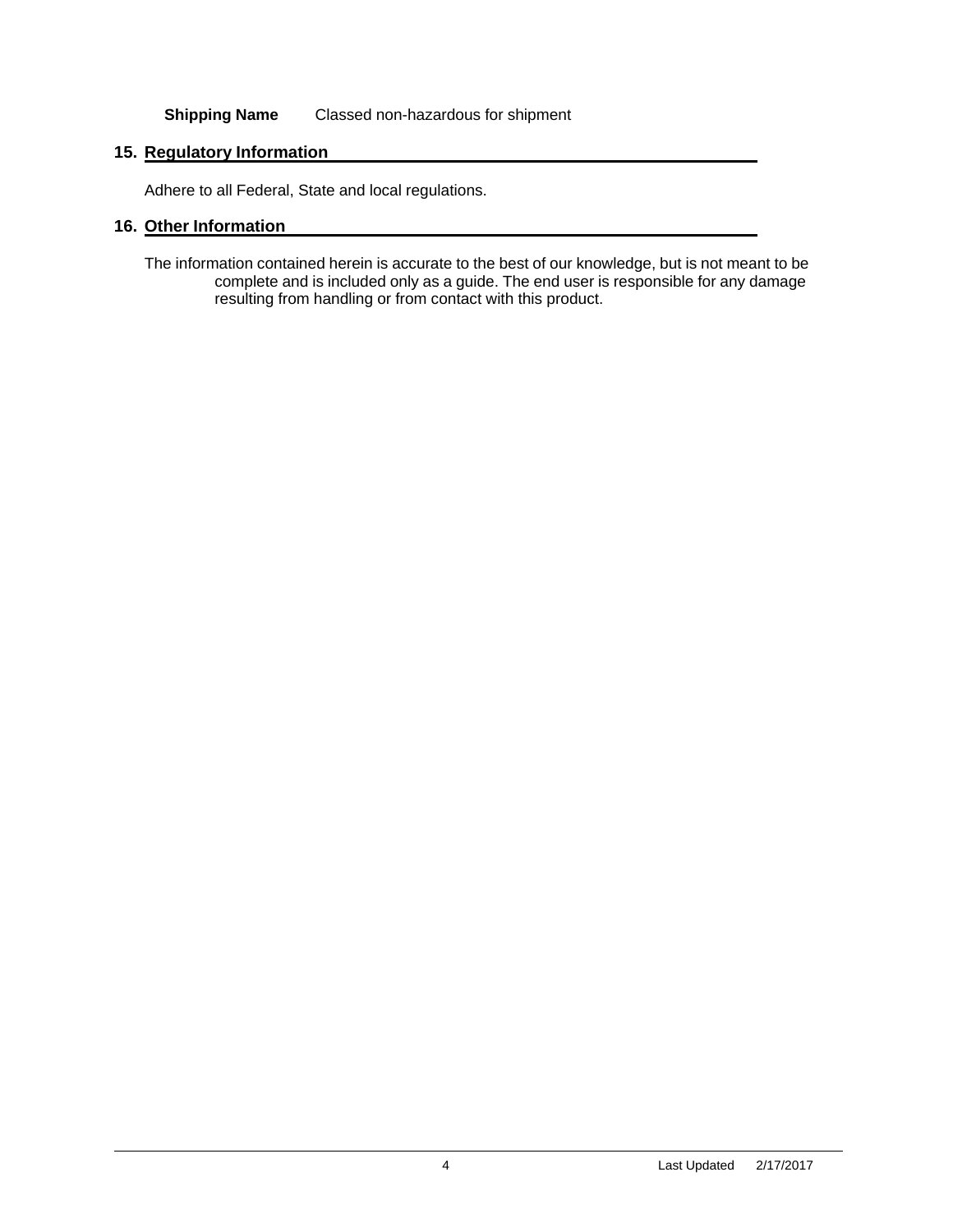**Shipping Name** Classed non-hazardous for shipment

## 15. Regulatory Information

Adhere to all Federal, State and local regulations.

## 16. Other Information

The information contained herein is accurate to the best of our knowledge, but is not meant to be complete and is included only as a guide. The end user is responsible for any damage resulting from handling or from contact with this product.